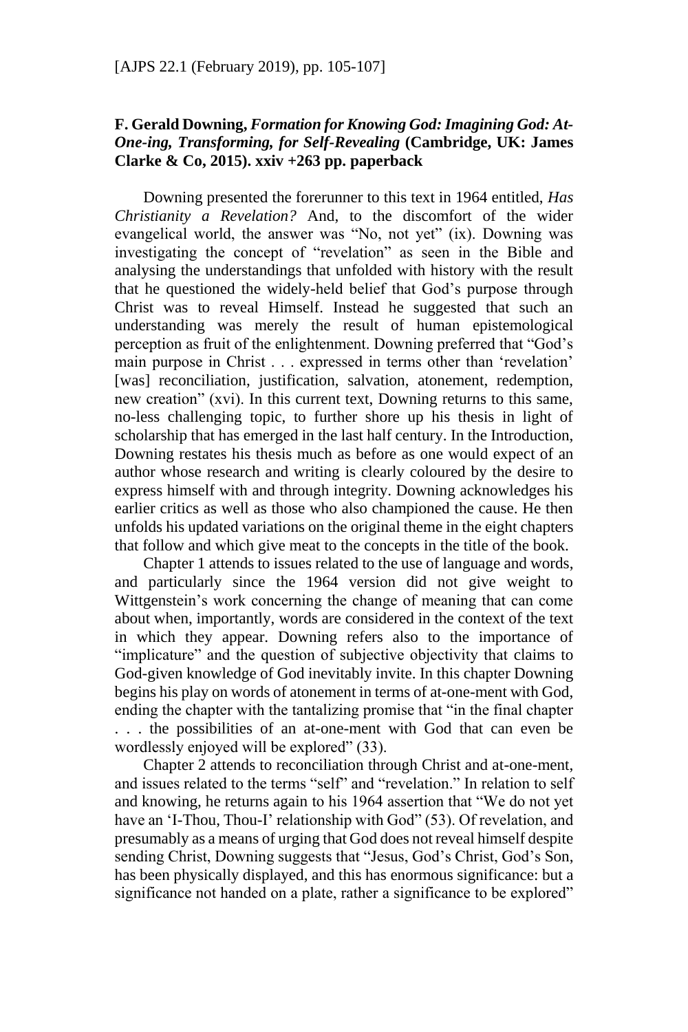**F. Gerald Downing, *Formation for Knowing God: Imagining God: At-One-ing, Transforming, for Self-Revealing* (Cambridge, UK: James Clarke & Co, 2015). xxiv +263 pp. paperback**

Downing presented the forerunner to this text in 1964 entitled, *Has Christianity a Revelation?* And, to the discomfort of the wider evangelical world, the answer was "No, not yet" (ix). Downing was investigating the concept of "revelation" as seen in the Bible and analysing the understandings that unfolded with history with the result that he questioned the widely-held belief that God's purpose through Christ was to reveal Himself. Instead he suggested that such an understanding was merely the result of human epistemological perception as fruit of the enlightenment. Downing preferred that "God's main purpose in Christ . . . expressed in terms other than 'revelation' [was] reconciliation, justification, salvation, atonement, redemption, new creation" (xvi). In this current text, Downing returns to this same, no-less challenging topic, to further shore up his thesis in light of scholarship that has emerged in the last half century. In the Introduction, Downing restates his thesis much as before as one would expect of an author whose research and writing is clearly coloured by the desire to express himself with and through integrity. Downing acknowledges his earlier critics as well as those who also championed the cause. He then unfolds his updated variations on the original theme in the eight chapters that follow and which give meat to the concepts in the title of the book.

Chapter 1 attends to issues related to the use of language and words, and particularly since the 1964 version did not give weight to Wittgenstein's work concerning the change of meaning that can come about when, importantly, words are considered in the context of the text in which they appear. Downing refers also to the importance of "implicature" and the question of subjective objectivity that claims to God-given knowledge of God inevitably invite. In this chapter Downing begins his play on words of atonement in terms of at-one-ment with God, ending the chapter with the tantalizing promise that "in the final chapter . . . the possibilities of an at-one-ment with God that can even be wordlessly enjoyed will be explored" (33).

Chapter 2 attends to reconciliation through Christ and at-one-ment, and issues related to the terms "self" and "revelation." In relation to self and knowing, he returns again to his 1964 assertion that "We do not yet have an 'I-Thou, Thou-I' relationship with God" (53). Of revelation, and presumably as a means of urging that God does not reveal himself despite sending Christ, Downing suggests that "Jesus, God's Christ, God's Son, has been physically displayed, and this has enormous significance: but a significance not handed on a plate, rather a significance to be explored"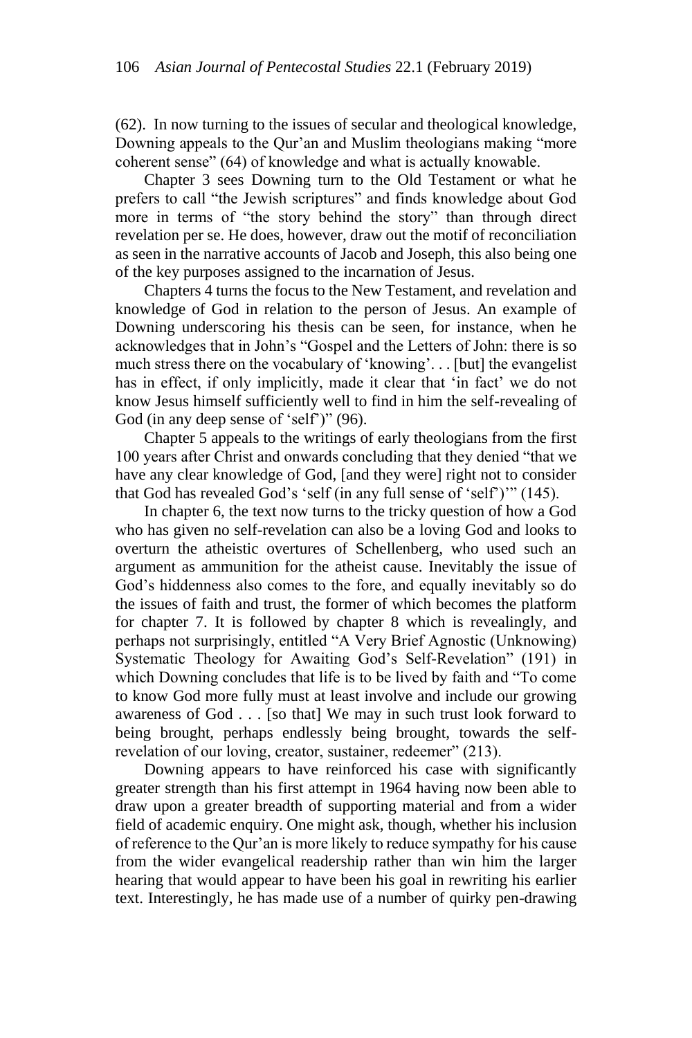(62). In now turning to the issues of secular and theological knowledge, Downing appeals to the Qur'an and Muslim theologians making "more coherent sense" (64) of knowledge and what is actually knowable.

Chapter 3 sees Downing turn to the Old Testament or what he prefers to call "the Jewish scriptures" and finds knowledge about God more in terms of "the story behind the story" than through direct revelation per se. He does, however, draw out the motif of reconciliation as seen in the narrative accounts of Jacob and Joseph, this also being one of the key purposes assigned to the incarnation of Jesus.

Chapters 4 turns the focus to the New Testament, and revelation and knowledge of God in relation to the person of Jesus. An example of Downing underscoring his thesis can be seen, for instance, when he acknowledges that in John's "Gospel and the Letters of John: there is so much stress there on the vocabulary of 'knowing'. . . [but] the evangelist has in effect, if only implicitly, made it clear that 'in fact' we do not know Jesus himself sufficiently well to find in him the self-revealing of God (in any deep sense of 'self')" (96).

Chapter 5 appeals to the writings of early theologians from the first 100 years after Christ and onwards concluding that they denied "that we have any clear knowledge of God, [and they were] right not to consider that God has revealed God's 'self (in any full sense of 'self')'" (145).

In chapter 6, the text now turns to the tricky question of how a God who has given no self-revelation can also be a loving God and looks to overturn the atheistic overtures of Schellenberg, who used such an argument as ammunition for the atheist cause. Inevitably the issue of God's hiddenness also comes to the fore, and equally inevitably so do the issues of faith and trust, the former of which becomes the platform for chapter 7. It is followed by chapter 8 which is revealingly, and perhaps not surprisingly, entitled "A Very Brief Agnostic (Unknowing) Systematic Theology for Awaiting God's Self-Revelation" (191) in which Downing concludes that life is to be lived by faith and "To come to know God more fully must at least involve and include our growing awareness of God . . . [so that] We may in such trust look forward to being brought, perhaps endlessly being brought, towards the self-revelation of our loving, creator, sustainer, redeemer" (213).

Downing appears to have reinforced his case with significantly greater strength than his first attempt in 1964 having now been able to draw upon a greater breadth of supporting material and from a wider field of academic enquiry. One might ask, though, whether his inclusion of reference to the Qur'an is more likely to reduce sympathy for his cause from the wider evangelical readership rather than win him the larger hearing that would appear to have been his goal in rewriting his earlier text. Interestingly, he has made use of a number of quirky pen-drawing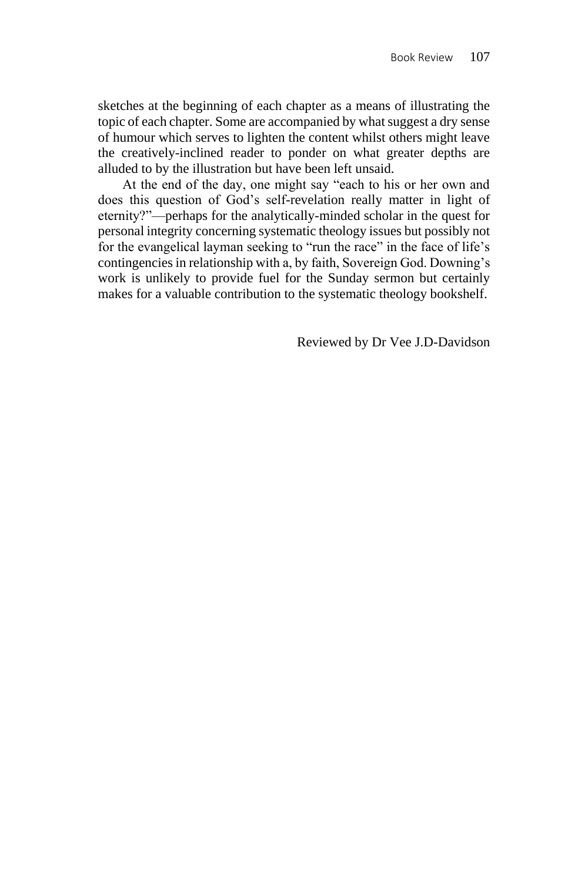sketches at the beginning of each chapter as a means of illustrating the topic of each chapter. Some are accompanied by what suggest a dry sense of humour which serves to lighten the content whilst others might leave the creatively-inclined reader to ponder on what greater depths are alluded to by the illustration but have been left unsaid.

At the end of the day, one might say "each to his or her own and does this question of God's self-revelation really matter in light of eternity?"—perhaps for the analytically-minded scholar in the quest for personal integrity concerning systematic theology issues but possibly not for the evangelical layman seeking to "run the race" in the face of life's contingencies in relationship with a, by faith, Sovereign God. Downing's work is unlikely to provide fuel for the Sunday sermon but certainly makes for a valuable contribution to the systematic theology bookshelf.

Reviewed by Dr Vee J.D-Davidson